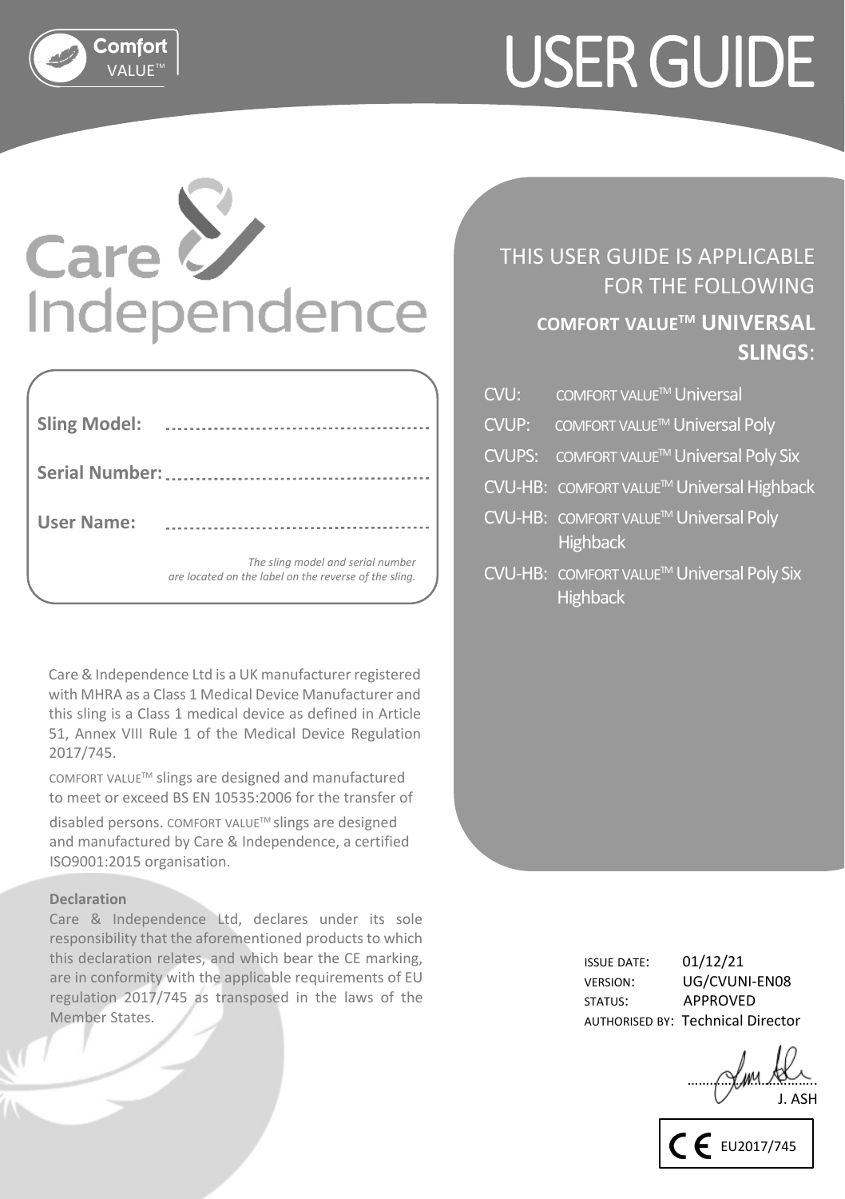Comfort VALUE™

# USER GUIDE

Care & Independence

**Sling Model:** ............................................

**Serial Number:** ............................................

**User Name:** ............................................

*The sling model and serial number are located on the label on the reverse of the sling.*

Care & Independence Ltd is a UK manufacturer registered with MHRA as a Class 1 Medical Device Manufacturer and this sling is a Class 1 medical device as defined in Article 51, Annex VIII Rule 1 of the Medical Device Regulation 2017/745.

COMFORT VALUE™ slings are designed and manufactured to meet or exceed BS EN 10535:2006 for the transfer of disabled persons. COMFORT VALUE™ slings are designed and manufactured by Care & Independence, a certified ISO9001:2015 organisation.

**Declaration**

Care & Independence Ltd, declares under its sole responsibility that the aforementioned products to which this declaration relates, and which bear the CE marking, are in conformity with the applicable requirements of EU regulation 2017/745 as transposed in the laws of the Member States.

## THIS USER GUIDE IS APPLICABLE FOR THE FOLLOWING **COMFORT VALUE™ UNIVERSAL SLINGS**:

- CVU: COMFORT VALUE™ Universal
- CVUP: COMFORT VALUE™ Universal Poly
- CVUPS: COMFORT VALUE™ Universal Poly Six
- CVU-HB: COMFORT VALUE™ Universal Highback
- CVU-HB: COMFORT VALUE™ Universal Poly Highback
- CVU-HB: COMFORT VALUE™ Universal Poly Six Highback

ISSUE DATE: 01/12/21
VERSION: UG/CVUNI-EN08
STATUS: APPROVED
AUTHORISED BY: Technical Director

J. ASH

CE EU2017/745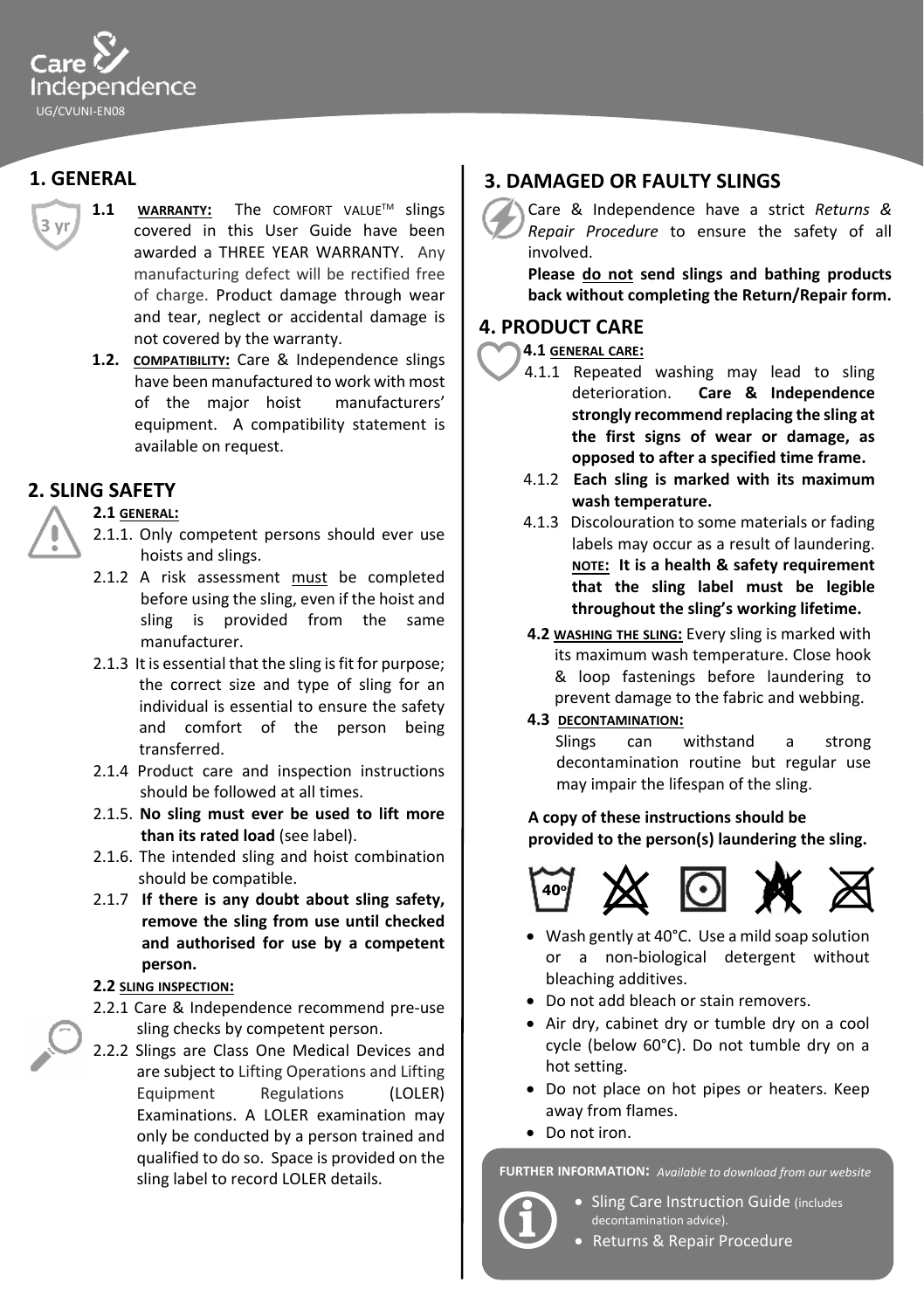Care & Independence
UG/CVUNI-EN08

## 1. GENERAL

**1.1 WARRANTY:** The COMFORT VALUE™ slings covered in this User Guide have been awarded a THREE YEAR WARRANTY. Any manufacturing defect will be rectified free of charge. Product damage through wear and tear, neglect or accidental damage is not covered by the warranty.

**1.2. COMPATIBILITY:** Care & Independence slings have been manufactured to work with most of the major hoist manufacturers' equipment. A compatibility statement is available on request.

## 2. SLING SAFETY

### 2.1 GENERAL:

2.1.1. Only competent persons should ever use hoists and slings.

2.1.2 A risk assessment must be completed before using the sling, even if the hoist and sling is provided from the same manufacturer.

2.1.3 It is essential that the sling is fit for purpose; the correct size and type of sling for an individual is essential to ensure the safety and comfort of the person being transferred.

2.1.4 Product care and inspection instructions should be followed at all times.

2.1.5. **No sling must ever be used to lift more than its rated load** (see label).

2.1.6. The intended sling and hoist combination should be compatible.

2.1.7 **If there is any doubt about sling safety, remove the sling from use until checked and authorised for use by a competent person.**

### 2.2 SLING INSPECTION:

2.2.1 Care & Independence recommend pre-use sling checks by competent person.

2.2.2 Slings are Class One Medical Devices and are subject to Lifting Operations and Lifting Equipment Regulations (LOLER) Examinations. A LOLER examination may only be conducted by a person trained and qualified to do so. Space is provided on the sling label to record LOLER details.

## 3. DAMAGED OR FAULTY SLINGS

Care & Independence have a strict *Returns & Repair Procedure* to ensure the safety of all involved.

**Please do not send slings and bathing products back without completing the Return/Repair form.**

## 4. PRODUCT CARE

### 4.1 GENERAL CARE:

4.1.1 Repeated washing may lead to sling deterioration. **Care & Independence strongly recommend replacing the sling at the first signs of wear or damage, as opposed to after a specified time frame.**

4.1.2 **Each sling is marked with its maximum wash temperature.**

4.1.3 Discolouration to some materials or fading labels may occur as a result of laundering. **NOTE: It is a health & safety requirement that the sling label must be legible throughout the sling's working lifetime.**

**4.2 WASHING THE SLING:** Every sling is marked with its maximum wash temperature. Close hook & loop fastenings before laundering to prevent damage to the fabric and webbing.

**4.3 DECONTAMINATION:**

Slings can withstand a strong decontamination routine but regular use may impair the lifespan of the sling.

**A copy of these instructions should be provided to the person(s) laundering the sling.**

40°

- Wash gently at 40°C. Use a mild soap solution or a non-biological detergent without bleaching additives.
- Do not add bleach or stain removers.
- Air dry, cabinet dry or tumble dry on a cool cycle (below 60°C). Do not tumble dry on a hot setting.
- Do not place on hot pipes or heaters. Keep away from flames.
- Do not iron.

**FURTHER INFORMATION:** *Available to download from our website*

- Sling Care Instruction Guide (includes decontamination advice).
- Returns & Repair Procedure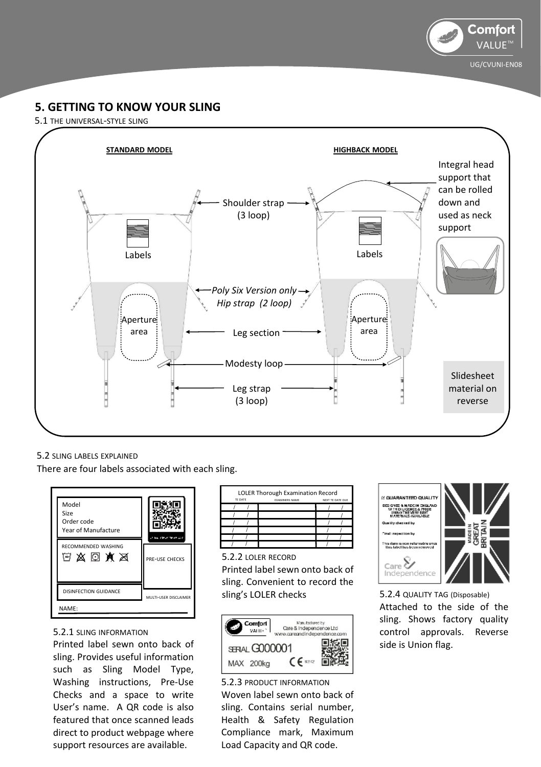# 5. GETTING TO KNOW YOUR SLING

## 5.1 THE UNIVERSAL-STYLE SLING

**STANDARD MODEL**

**HIGHBACK MODEL**

Integral head support that can be rolled down and used as neck support

Shoulder strap (3 loop)

Labels

Labels

*Poly Six Version only*
*Hip strap (2 loop)*

Aperture area

Leg section

Aperture area

Modesty loop

Slidesheet material on reverse

Leg strap (3 loop)

## 5.2 SLING LABELS EXPLAINED

There are four labels associated with each sling.

Model
Size
Order code
Year of Manufacture

RECOMMENDED WASHING

PRE-USE CHECKS

DISINFECTION GUIDANCE

MULTI-USER DISCLAIMER

NAME:

### 5.2.1 SLING INFORMATION

Printed label sewn onto back of sling. Provides useful information such as Sling Model Type, Washing instructions, Pre-Use Checks and a space to write User's name. A QR code is also featured that once scanned leads direct to product webpage where support resources are available.

LOLER Thorough Examination Record

| TE DATE | EXAMINERS NAME | NEXT TE DATE DUE |
|---|---|---|
| / / | | / / |
| / / | | / / |
| / / | | / / |
| / / | | / / |
| / / | | / / |
| / / | | / / |

### 5.2.2 LOLER RECORD

Printed label sewn onto back of sling. Convenient to record the sling's LOLER checks

Comfort VALUE
Manufactured by Care & Independence Ltd
www.careandindependence.com
SERIAL G000001
MAX 200kg

### 5.2.3 PRODUCT INFORMATION

Woven label sewn onto back of sling. Contains serial number, Health & Safety Regulation Compliance mark, Maximum Load Capacity and QR code.

GUARANTEED QUALITY
DESIGNED & MADE IN ENGLAND WITH DILIGENCE & PRIDE USING THE VERY BEST MATERIALS AVAILABLE
Quality checked by
Final inspection by
This item is non returnable once this label has been removed
Care & Independence
MADE IN GREAT BRITAIN

### 5.2.4 QUALITY TAG (Disposable)

Attached to the side of the sling. Shows factory quality control approvals. Reverse side is Union flag.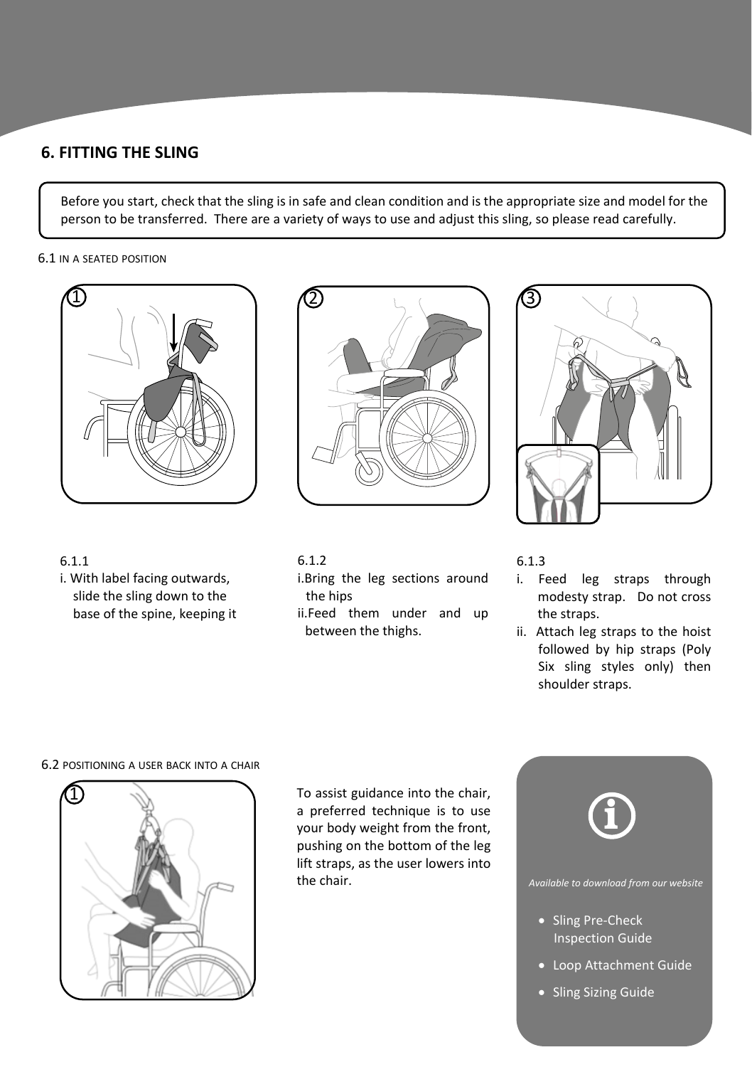## 6. FITTING THE SLING

Before you start, check that the sling is in safe and clean condition and is the appropriate size and model for the person to be transferred. There are a variety of ways to use and adjust this sling, so please read carefully.

### 6.1 IN A SEATED POSITION

6.1.1

i. With label facing outwards, slide the sling down to the base of the spine, keeping it

6.1.2

i. Bring the leg sections around the hips

ii. Feed them under and up between the thighs.

6.1.3

i. Feed leg straps through modesty strap. Do not cross the straps.

ii. Attach leg straps to the hoist followed by hip straps (Poly Six sling styles only) then shoulder straps.

### 6.2 POSITIONING A USER BACK INTO A CHAIR

To assist guidance into the chair, a preferred technique is to use your body weight from the front, pushing on the bottom of the leg lift straps, as the user lowers into the chair.

*Available to download from our website*

- Sling Pre-Check Inspection Guide
- Loop Attachment Guide
- Sling Sizing Guide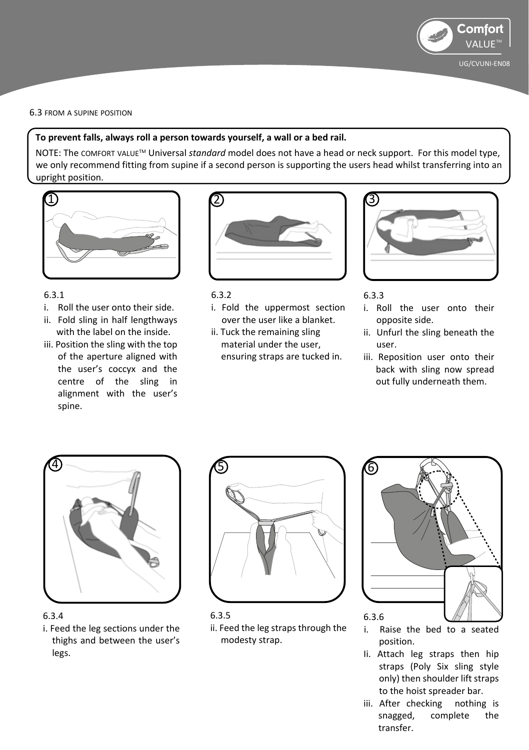## 6.3 FROM A SUPINE POSITION

**To prevent falls, always roll a person towards yourself, a wall or a bed rail.**

NOTE: The COMFORT VALUE™ Universal *standard* model does not have a head or neck support. For this model type, we only recommend fitting from supine if a second person is supporting the users head whilst transferring into an upright position.

6.3.1

i. Roll the user onto their side.
ii. Fold sling in half lengthways with the label on the inside.
iii. Position the sling with the top of the aperture aligned with the user's coccyx and the centre of the sling in alignment with the user's spine.

6.3.2

i. Fold the uppermost section over the user like a blanket.
ii. Tuck the remaining sling material under the user, ensuring straps are tucked in.

6.3.3

i. Roll the user onto their opposite side.
ii. Unfurl the sling beneath the user.
iii. Reposition user onto their back with sling now spread out fully underneath them.

6.3.4

i. Feed the leg sections under the thighs and between the user's legs.

6.3.5

ii. Feed the leg straps through the modesty strap.

6.3.6

i. Raise the bed to a seated position.
Ii. Attach leg straps then hip straps (Poly Six sling style only) then shoulder lift straps to the hoist spreader bar.
iii. After checking nothing is snagged, complete the transfer.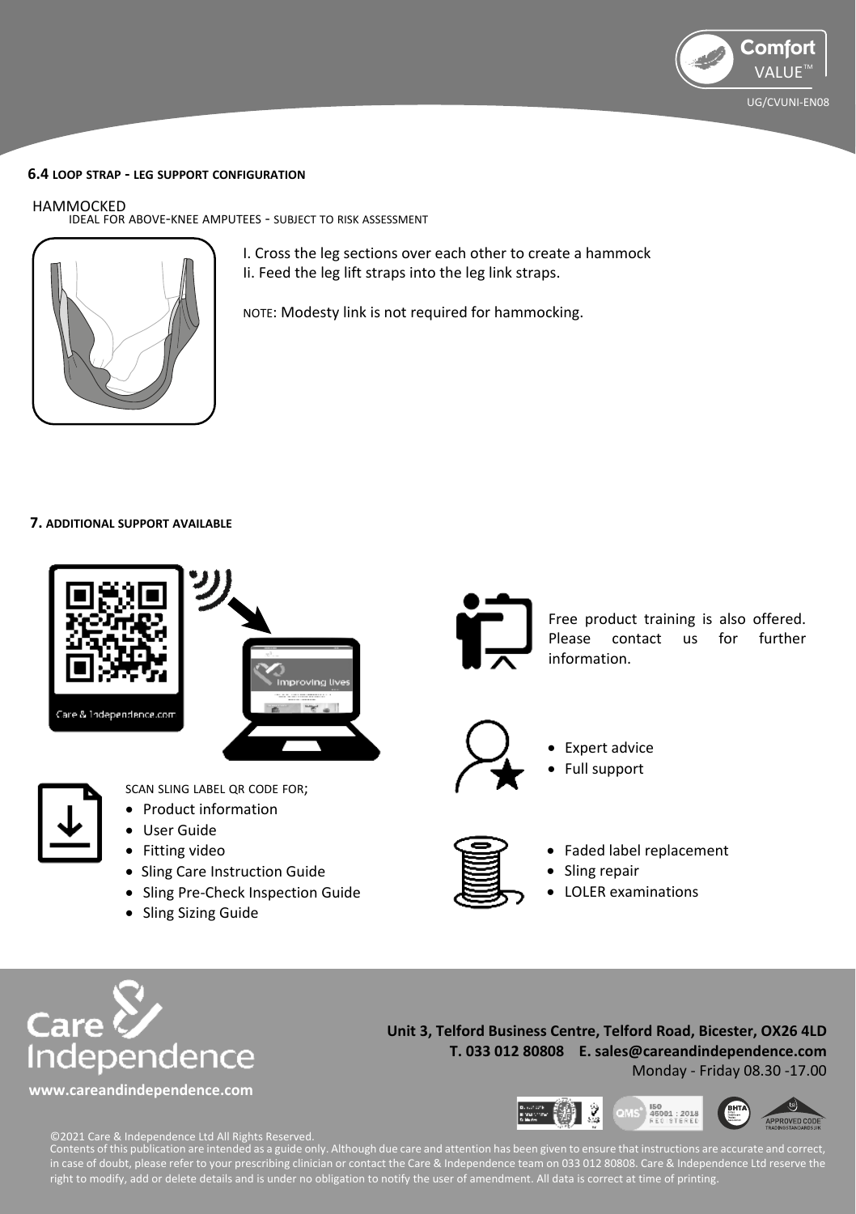### 6.4 LOOP STRAP - LEG SUPPORT CONFIGURATION

HAMMOCKED

IDEAL FOR ABOVE-KNEE AMPUTEES - SUBJECT TO RISK ASSESSMENT

I. Cross the leg sections over each other to create a hammock

Ii. Feed the leg lift straps into the leg link straps.

NOTE: Modesty link is not required for hammocking.

### 7. ADDITIONAL SUPPORT AVAILABLE

Care & Independence.com

Improving lives

SCAN SLING LABEL QR CODE FOR;

- Product information
- User Guide
- Fitting video
- Sling Care Instruction Guide
- Sling Pre-Check Inspection Guide
- Sling Sizing Guide

Free product training is also offered. Please contact us for further information.

- Expert advice
- Full support

- Faded label replacement
- Sling repair
- LOLER examinations

Care & Independence

www.careandindependence.com

**Unit 3, Telford Business Centre, Telford Road, Bicester, OX26 4LD**
**T. 033 012 80808 E. sales@careandindependence.com**
Monday - Friday 08.30 -17.00

©2021 Care & Independence Ltd All Rights Reserved.
Contents of this publication are intended as a guide only. Although due care and attention has been given to ensure that instructions are accurate and correct, in case of doubt, please refer to your prescribing clinician or contact the Care & Independence team on 033 012 80808. Care & Independence Ltd reserve the right to modify, add or delete details and is under no obligation to notify the user of amendment. All data is correct at time of printing.